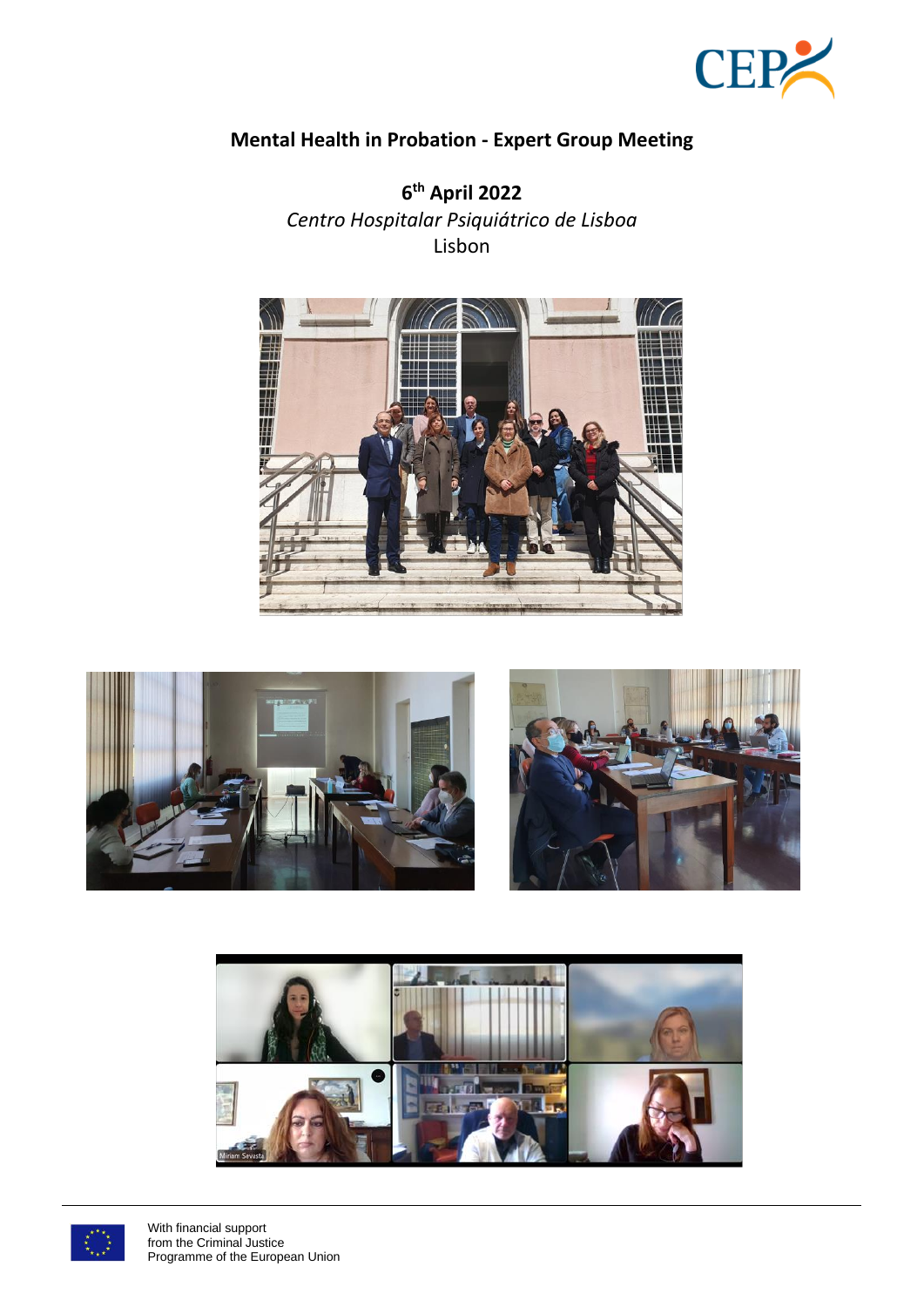# Mental Health in Probation - Expert Group Meeting

**6th April 2022**

*Centro Hospitalar Psiquiátrico de Lisboa*

Lisbon

With financial support from the Criminal Justice Programme of the European Union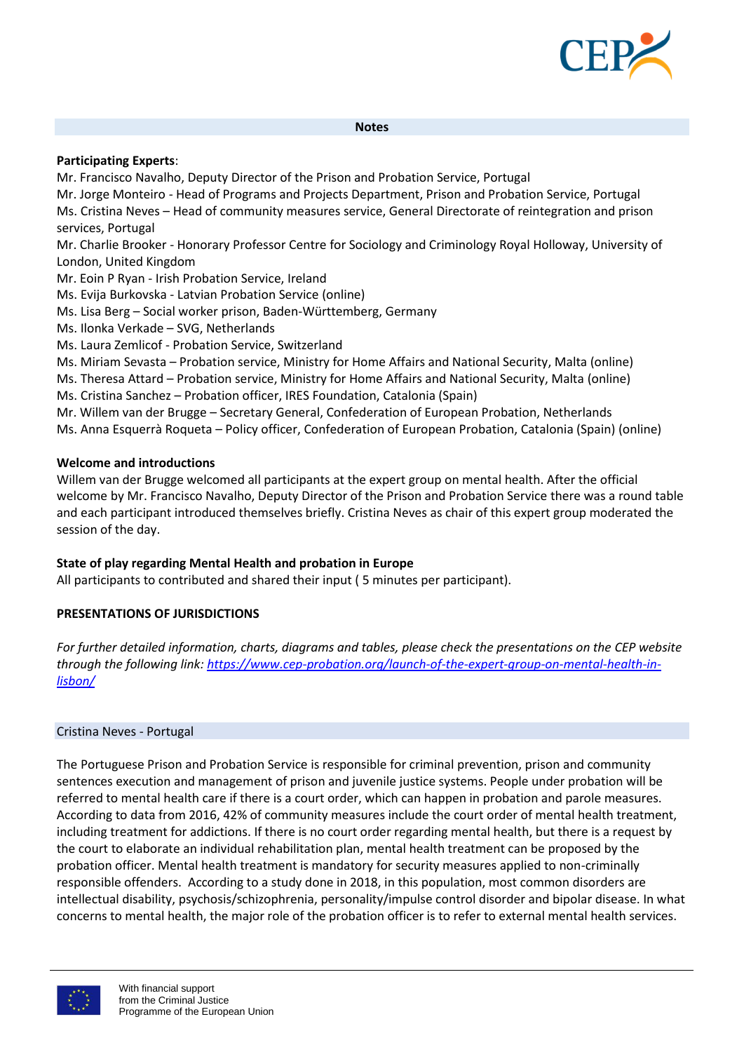## Notes

**Participating Experts**:

Mr. Francisco Navalho, Deputy Director of the Prison and Probation Service, Portugal
Mr. Jorge Monteiro - Head of Programs and Projects Department, Prison and Probation Service, Portugal
Ms. Cristina Neves – Head of community measures service, General Directorate of reintegration and prison services, Portugal
Mr. Charlie Brooker - Honorary Professor Centre for Sociology and Criminology Royal Holloway, University of London, United Kingdom
Mr. Eoin P Ryan - Irish Probation Service, Ireland
Ms. Evija Burkovska - Latvian Probation Service (online)
Ms. Lisa Berg – Social worker prison, Baden-Württemberg, Germany
Ms. Ilonka Verkade – SVG, Netherlands
Ms. Laura Zemlicof - Probation Service, Switzerland
Ms. Miriam Sevasta – Probation service, Ministry for Home Affairs and National Security, Malta (online)
Ms. Theresa Attard – Probation service, Ministry for Home Affairs and National Security, Malta (online)
Ms. Cristina Sanchez – Probation officer, IRES Foundation, Catalonia (Spain)
Mr. Willem van der Brugge – Secretary General, Confederation of European Probation, Netherlands
Ms. Anna Esquerrà Roqueta – Policy officer, Confederation of European Probation, Catalonia (Spain) (online)

**Welcome and introductions**

Willem van der Brugge welcomed all participants at the expert group on mental health. After the official welcome by Mr. Francisco Navalho, Deputy Director of the Prison and Probation Service there was a round table and each participant introduced themselves briefly. Cristina Neves as chair of this expert group moderated the session of the day.

**State of play regarding Mental Health and probation in Europe**

All participants to contributed and shared their input ( 5 minutes per participant).

**PRESENTATIONS OF JURISDICTIONS**

*For further detailed information, charts, diagrams and tables, please check the presentations on the CEP website through the following link: [https://www.cep-probation.org/launch-of-the-expert-group-on-mental-health-in-lisbon/](https://www.cep-probation.org/launch-of-the-expert-group-on-mental-health-in-lisbon/)*

### Cristina Neves - Portugal

The Portuguese Prison and Probation Service is responsible for criminal prevention, prison and community sentences execution and management of prison and juvenile justice systems. People under probation will be referred to mental health care if there is a court order, which can happen in probation and parole measures. According to data from 2016, 42% of community measures include the court order of mental health treatment, including treatment for addictions. If there is no court order regarding mental health, but there is a request by the court to elaborate an individual rehabilitation plan, mental health treatment can be proposed by the probation officer. Mental health treatment is mandatory for security measures applied to non-criminally responsible offenders. According to a study done in 2018, in this population, most common disorders are intellectual disability, psychosis/schizophrenia, personality/impulse control disorder and bipolar disease. In what concerns to mental health, the major role of the probation officer is to refer to external mental health services.

With financial support from the Criminal Justice Programme of the European Union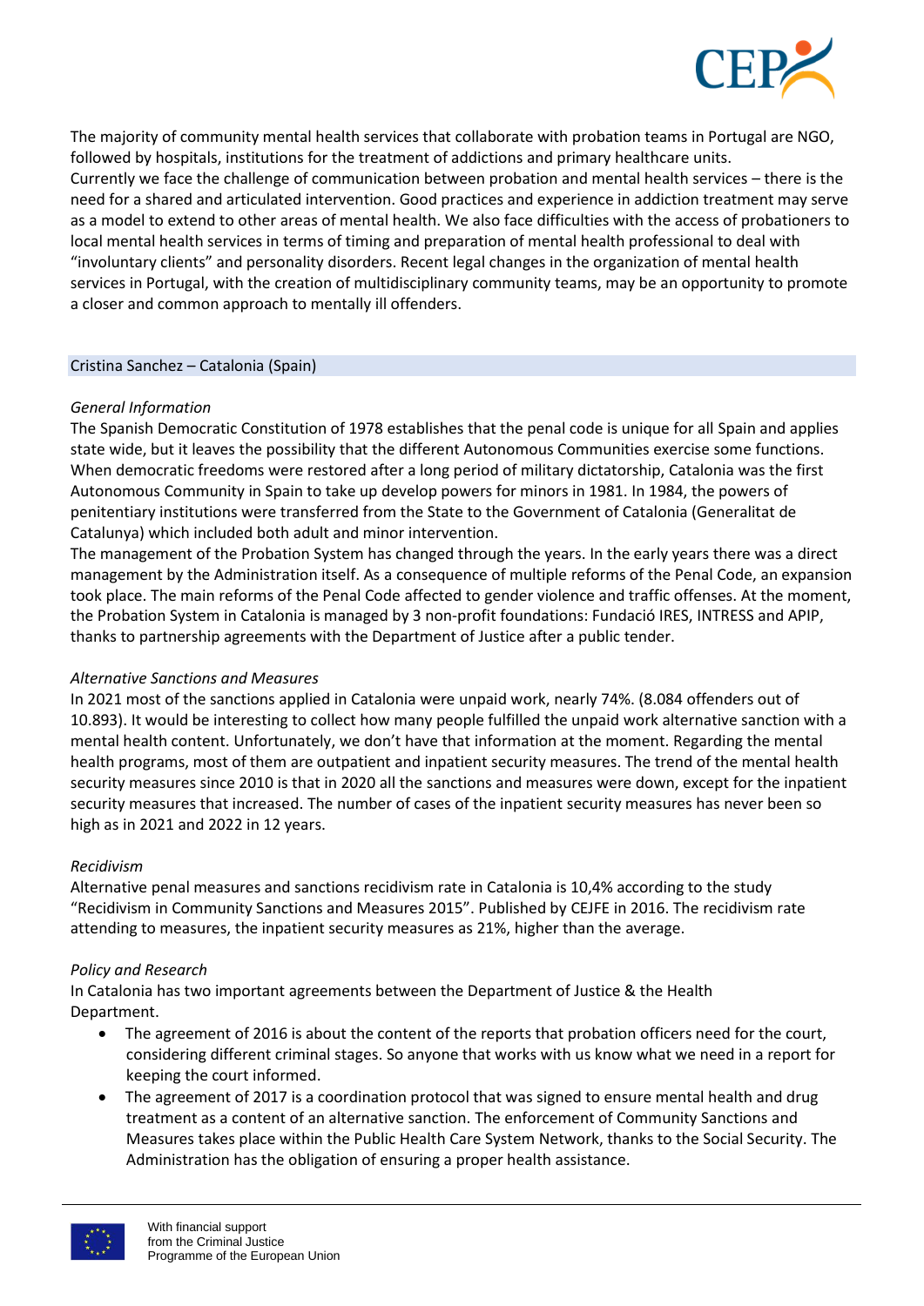The majority of community mental health services that collaborate with probation teams in Portugal are NGO, followed by hospitals, institutions for the treatment of addictions and primary healthcare units.
Currently we face the challenge of communication between probation and mental health services – there is the need for a shared and articulated intervention. Good practices and experience in addiction treatment may serve as a model to extend to other areas of mental health. We also face difficulties with the access of probationers to local mental health services in terms of timing and preparation of mental health professional to deal with "involuntary clients" and personality disorders. Recent legal changes in the organization of mental health services in Portugal, with the creation of multidisciplinary community teams, may be an opportunity to promote a closer and common approach to mentally ill offenders.

## Cristina Sanchez – Catalonia (Spain)

*General Information*

The Spanish Democratic Constitution of 1978 establishes that the penal code is unique for all Spain and applies state wide, but it leaves the possibility that the different Autonomous Communities exercise some functions. When democratic freedoms were restored after a long period of military dictatorship, Catalonia was the first Autonomous Community in Spain to take up develop powers for minors in 1981. In 1984, the powers of penitentiary institutions were transferred from the State to the Government of Catalonia (Generalitat de Catalunya) which included both adult and minor intervention.
The management of the Probation System has changed through the years. In the early years there was a direct management by the Administration itself. As a consequence of multiple reforms of the Penal Code, an expansion took place. The main reforms of the Penal Code affected to gender violence and traffic offenses. At the moment, the Probation System in Catalonia is managed by 3 non-profit foundations: Fundació IRES, INTRESS and APIP, thanks to partnership agreements with the Department of Justice after a public tender.

*Alternative Sanctions and Measures*

In 2021 most of the sanctions applied in Catalonia were unpaid work, nearly 74%. (8.084 offenders out of 10.893). It would be interesting to collect how many people fulfilled the unpaid work alternative sanction with a mental health content. Unfortunately, we don't have that information at the moment. Regarding the mental health programs, most of them are outpatient and inpatient security measures. The trend of the mental health security measures since 2010 is that in 2020 all the sanctions and measures were down, except for the inpatient security measures that increased. The number of cases of the inpatient security measures has never been so high as in 2021 and 2022 in 12 years.

*Recidivism*

Alternative penal measures and sanctions recidivism rate in Catalonia is 10,4% according to the study "Recidivism in Community Sanctions and Measures 2015". Published by CEJFE in 2016. The recidivism rate attending to measures, the inpatient security measures as 21%, higher than the average.

*Policy and Research*

In Catalonia has two important agreements between the Department of Justice & the Health Department.

- The agreement of 2016 is about the content of the reports that probation officers need for the court, considering different criminal stages. So anyone that works with us know what we need in a report for keeping the court informed.
- The agreement of 2017 is a coordination protocol that was signed to ensure mental health and drug treatment as a content of an alternative sanction. The enforcement of Community Sanctions and Measures takes place within the Public Health Care System Network, thanks to the Social Security. The Administration has the obligation of ensuring a proper health assistance.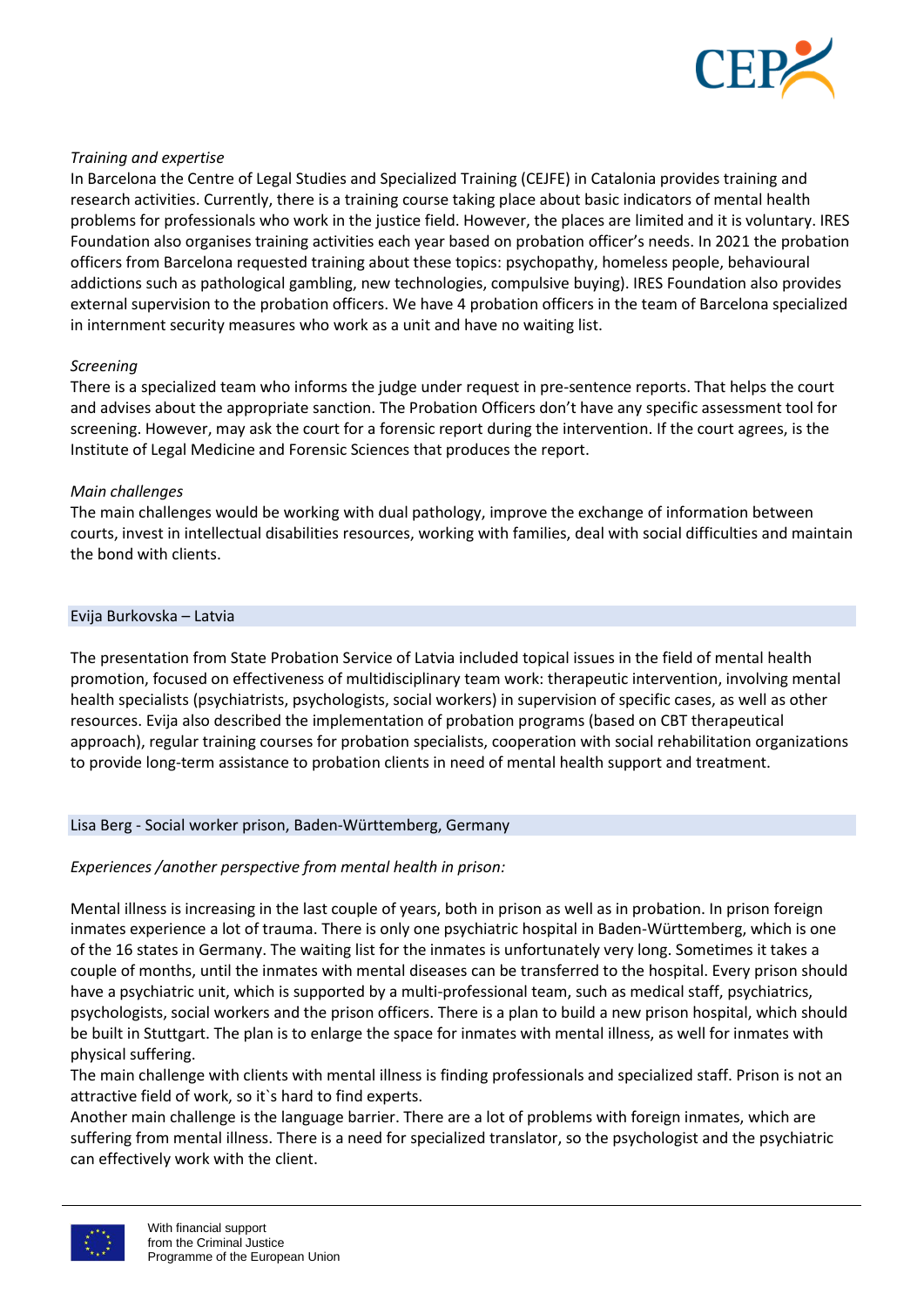*Training and expertise*

In Barcelona the Centre of Legal Studies and Specialized Training (CEJFE) in Catalonia provides training and research activities. Currently, there is a training course taking place about basic indicators of mental health problems for professionals who work in the justice field. However, the places are limited and it is voluntary. IRES Foundation also organises training activities each year based on probation officer's needs. In 2021 the probation officers from Barcelona requested training about these topics: psychopathy, homeless people, behavioural addictions such as pathological gambling, new technologies, compulsive buying). IRES Foundation also provides external supervision to the probation officers. We have 4 probation officers in the team of Barcelona specialized in internment security measures who work as a unit and have no waiting list.

*Screening*

There is a specialized team who informs the judge under request in pre-sentence reports. That helps the court and advises about the appropriate sanction. The Probation Officers don't have any specific assessment tool for screening. However, may ask the court for a forensic report during the intervention. If the court agrees, is the Institute of Legal Medicine and Forensic Sciences that produces the report.

*Main challenges*

The main challenges would be working with dual pathology, improve the exchange of information between courts, invest in intellectual disabilities resources, working with families, deal with social difficulties and maintain the bond with clients.

## Evija Burkovska – Latvia

The presentation from State Probation Service of Latvia included topical issues in the field of mental health promotion, focused on effectiveness of multidisciplinary team work: therapeutic intervention, involving mental health specialists (psychiatrists, psychologists, social workers) in supervision of specific cases, as well as other resources. Evija also described the implementation of probation programs (based on CBT therapeutical approach), regular training courses for probation specialists, cooperation with social rehabilitation organizations to provide long-term assistance to probation clients in need of mental health support and treatment.

## Lisa Berg - Social worker prison, Baden-Württemberg, Germany

*Experiences /another perspective from mental health in prison:*

Mental illness is increasing in the last couple of years, both in prison as well as in probation. In prison foreign inmates experience a lot of trauma. There is only one psychiatric hospital in Baden-Württemberg, which is one of the 16 states in Germany. The waiting list for the inmates is unfortunately very long. Sometimes it takes a couple of months, until the inmates with mental diseases can be transferred to the hospital. Every prison should have a psychiatric unit, which is supported by a multi-professional team, such as medical staff, psychiatrics, psychologists, social workers and the prison officers. There is a plan to build a new prison hospital, which should be built in Stuttgart. The plan is to enlarge the space for inmates with mental illness, as well for inmates with physical suffering.

The main challenge with clients with mental illness is finding professionals and specialized staff. Prison is not an attractive field of work, so it`s hard to find experts.

Another main challenge is the language barrier. There are a lot of problems with foreign inmates, which are suffering from mental illness. There is a need for specialized translator, so the psychologist and the psychiatric can effectively work with the client.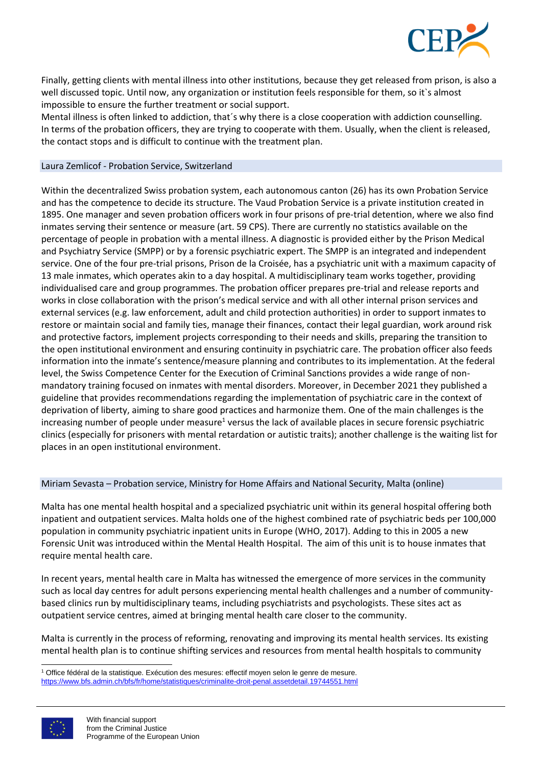Finally, getting clients with mental illness into other institutions, because they get released from prison, is also a well discussed topic. Until now, any organization or institution feels responsible for them, so it`s almost impossible to ensure the further treatment or social support.

Mental illness is often linked to addiction, that´s why there is a close cooperation with addiction counselling. In terms of the probation officers, they are trying to cooperate with them. Usually, when the client is released, the contact stops and is difficult to continue with the treatment plan.

### Laura Zemlicof - Probation Service, Switzerland

Within the decentralized Swiss probation system, each autonomous canton (26) has its own Probation Service and has the competence to decide its structure. The Vaud Probation Service is a private institution created in 1895. One manager and seven probation officers work in four prisons of pre-trial detention, where we also find inmates serving their sentence or measure (art. 59 CPS). There are currently no statistics available on the percentage of people in probation with a mental illness. A diagnostic is provided either by the Prison Medical and Psychiatry Service (SMPP) or by a forensic psychiatric expert. The SMPP is an integrated and independent service. One of the four pre-trial prisons, Prison de la Croisée, has a psychiatric unit with a maximum capacity of 13 male inmates, which operates akin to a day hospital. A multidisciplinary team works together, providing individualised care and group programmes. The probation officer prepares pre-trial and release reports and works in close collaboration with the prison's medical service and with all other internal prison services and external services (e.g. law enforcement, adult and child protection authorities) in order to support inmates to restore or maintain social and family ties, manage their finances, contact their legal guardian, work around risk and protective factors, implement projects corresponding to their needs and skills, preparing the transition to the open institutional environment and ensuring continuity in psychiatric care. The probation officer also feeds information into the inmate's sentence/measure planning and contributes to its implementation. At the federal level, the Swiss Competence Center for the Execution of Criminal Sanctions provides a wide range of non-mandatory training focused on inmates with mental disorders. Moreover, in December 2021 they published a guideline that provides recommendations regarding the implementation of psychiatric care in the context of deprivation of liberty, aiming to share good practices and harmonize them. One of the main challenges is the increasing number of people under measure[1] versus the lack of available places in secure forensic psychiatric clinics (especially for prisoners with mental retardation or autistic traits); another challenge is the waiting list for places in an open institutional environment.

### Miriam Sevasta – Probation service, Ministry for Home Affairs and National Security, Malta (online)

Malta has one mental health hospital and a specialized psychiatric unit within its general hospital offering both inpatient and outpatient services. Malta holds one of the highest combined rate of psychiatric beds per 100,000 population in community psychiatric inpatient units in Europe (WHO, 2017). Adding to this in 2005 a new Forensic Unit was introduced within the Mental Health Hospital. The aim of this unit is to house inmates that require mental health care.

In recent years, mental health care in Malta has witnessed the emergence of more services in the community such as local day centres for adult persons experiencing mental health challenges and a number of community-based clinics run by multidisciplinary teams, including psychiatrists and psychologists. These sites act as outpatient service centres, aimed at bringing mental health care closer to the community.

Malta is currently in the process of reforming, renovating and improving its mental health services. Its existing mental health plan is to continue shifting services and resources from mental health hospitals to community

---

[1] Office fédéral de la statistique. Exécution des mesures: effectif moyen selon le genre de mesure. https://www.bfs.admin.ch/bfs/fr/home/statistiques/criminalite-droit-penal.assetdetail.19744551.html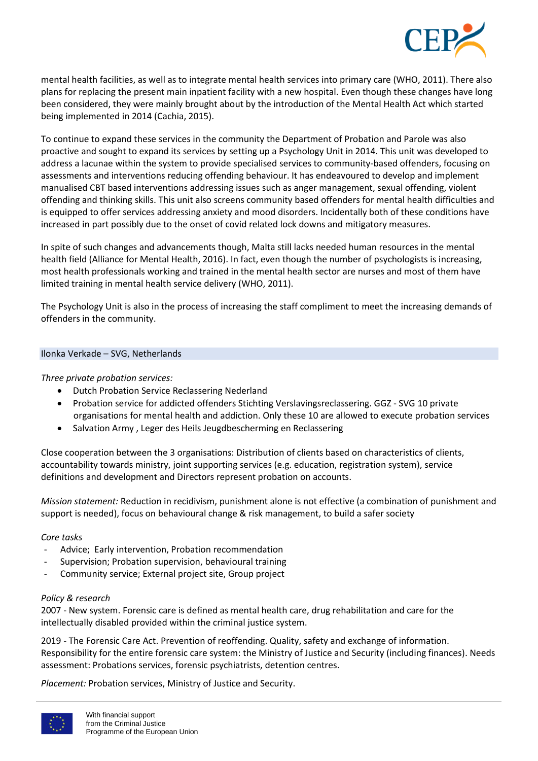mental health facilities, as well as to integrate mental health services into primary care (WHO, 2011). There also plans for replacing the present main inpatient facility with a new hospital. Even though these changes have long been considered, they were mainly brought about by the introduction of the Mental Health Act which started being implemented in 2014 (Cachia, 2015).

To continue to expand these services in the community the Department of Probation and Parole was also proactive and sought to expand its services by setting up a Psychology Unit in 2014. This unit was developed to address a lacunae within the system to provide specialised services to community-based offenders, focusing on assessments and interventions reducing offending behaviour. It has endeavoured to develop and implement manualised CBT based interventions addressing issues such as anger management, sexual offending, violent offending and thinking skills. This unit also screens community based offenders for mental health difficulties and is equipped to offer services addressing anxiety and mood disorders. Incidentally both of these conditions have increased in part possibly due to the onset of covid related lock downs and mitigatory measures.

In spite of such changes and advancements though, Malta still lacks needed human resources in the mental health field (Alliance for Mental Health, 2016). In fact, even though the number of psychologists is increasing, most health professionals working and trained in the mental health sector are nurses and most of them have limited training in mental health service delivery (WHO, 2011).

The Psychology Unit is also in the process of increasing the staff compliment to meet the increasing demands of offenders in the community.

## Ilonka Verkade – SVG, Netherlands

*Three private probation services:*

- Dutch Probation Service Reclassering Nederland
- Probation service for addicted offenders Stichting Verslavingsreclassering. GGZ - SVG 10 private organisations for mental health and addiction. Only these 10 are allowed to execute probation services
- Salvation Army , Leger des Heils Jeugdbescherming en Reclassering

Close cooperation between the 3 organisations: Distribution of clients based on characteristics of clients, accountability towards ministry, joint supporting services (e.g. education, registration system), service definitions and development and Directors represent probation on accounts.

*Mission statement:* Reduction in recidivism, punishment alone is not effective (a combination of punishment and support is needed), focus on behavioural change & risk management, to build a safer society

*Core tasks*

- Advice; Early intervention, Probation recommendation
- Supervision; Probation supervision, behavioural training
- Community service; External project site, Group project

*Policy & research*

2007 - New system. Forensic care is defined as mental health care, drug rehabilitation and care for the intellectually disabled provided within the criminal justice system.

2019 - The Forensic Care Act. Prevention of reoffending. Quality, safety and exchange of information. Responsibility for the entire forensic care system: the Ministry of Justice and Security (including finances). Needs assessment: Probations services, forensic psychiatrists, detention centres.

*Placement:* Probation services, Ministry of Justice and Security.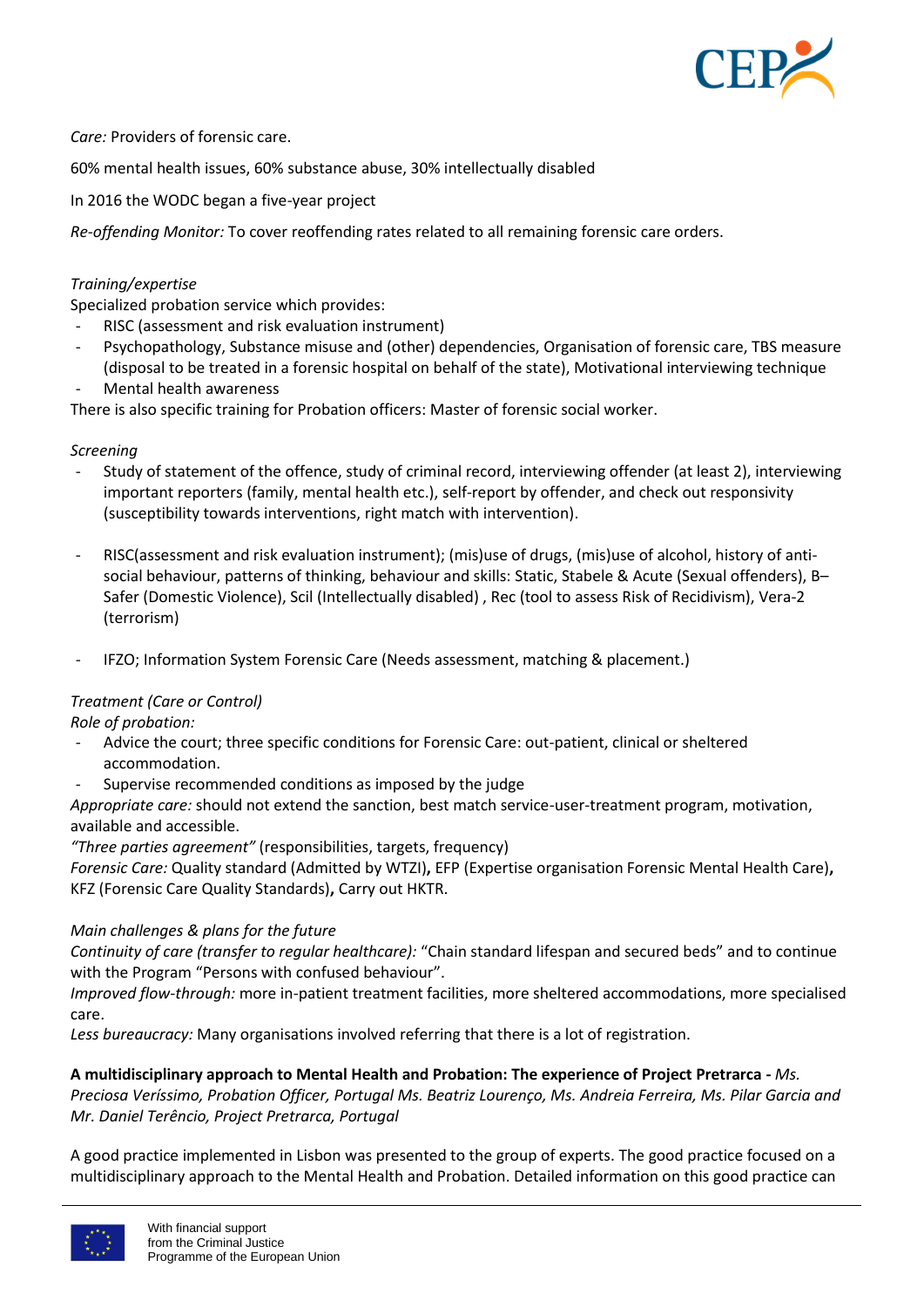*Care:* Providers of forensic care.

60% mental health issues, 60% substance abuse, 30% intellectually disabled

In 2016 the WODC began a five-year project

*Re-offending Monitor:* To cover reoffending rates related to all remaining forensic care orders.

*Training/expertise*

Specialized probation service which provides:

- RISC (assessment and risk evaluation instrument)
- Psychopathology, Substance misuse and (other) dependencies, Organisation of forensic care, TBS measure (disposal to be treated in a forensic hospital on behalf of the state), Motivational interviewing technique
- Mental health awareness

There is also specific training for Probation officers: Master of forensic social worker.

*Screening*

- Study of statement of the offence, study of criminal record, interviewing offender (at least 2), interviewing important reporters (family, mental health etc.), self-report by offender, and check out responsivity (susceptibility towards interventions, right match with intervention).

- RISC(assessment and risk evaluation instrument); (mis)use of drugs, (mis)use of alcohol, history of anti-social behaviour, patterns of thinking, behaviour and skills: Static, Stabele & Acute (Sexual offenders), B–Safer (Domestic Violence), Scil (Intellectually disabled) , Rec (tool to assess Risk of Recidivism), Vera-2 (terrorism)

- IFZO; Information System Forensic Care (Needs assessment, matching & placement.)

*Treatment (Care or Control)*

*Role of probation:*

- Advice the court; three specific conditions for Forensic Care: out-patient, clinical or sheltered accommodation.
- Supervise recommended conditions as imposed by the judge

*Appropriate care:* should not extend the sanction, best match service-user-treatment program, motivation, available and accessible.

*"Three parties agreement"* (responsibilities, targets, frequency)

*Forensic Care:* Quality standard (Admitted by WTZI)**,** EFP (Expertise organisation Forensic Mental Health Care)**,** KFZ (Forensic Care Quality Standards)**,** Carry out HKTR.

*Main challenges & plans for the future*

*Continuity of care (transfer to regular healthcare):* "Chain standard lifespan and secured beds" and to continue with the Program "Persons with confused behaviour".

*Improved flow-through:* more in-patient treatment facilities, more sheltered accommodations, more specialised care.

*Less bureaucracy:* Many organisations involved referring that there is a lot of registration.

**A multidisciplinary approach to Mental Health and Probation: The experience of Project Pretrarca -** *Ms. Preciosa Veríssimo, Probation Officer, Portugal Ms. Beatriz Lourenço, Ms. Andreia Ferreira, Ms. Pilar Garcia and Mr. Daniel Terêncio, Project Pretrarca, Portugal*

A good practice implemented in Lisbon was presented to the group of experts. The good practice focused on a multidisciplinary approach to the Mental Health and Probation. Detailed information on this good practice can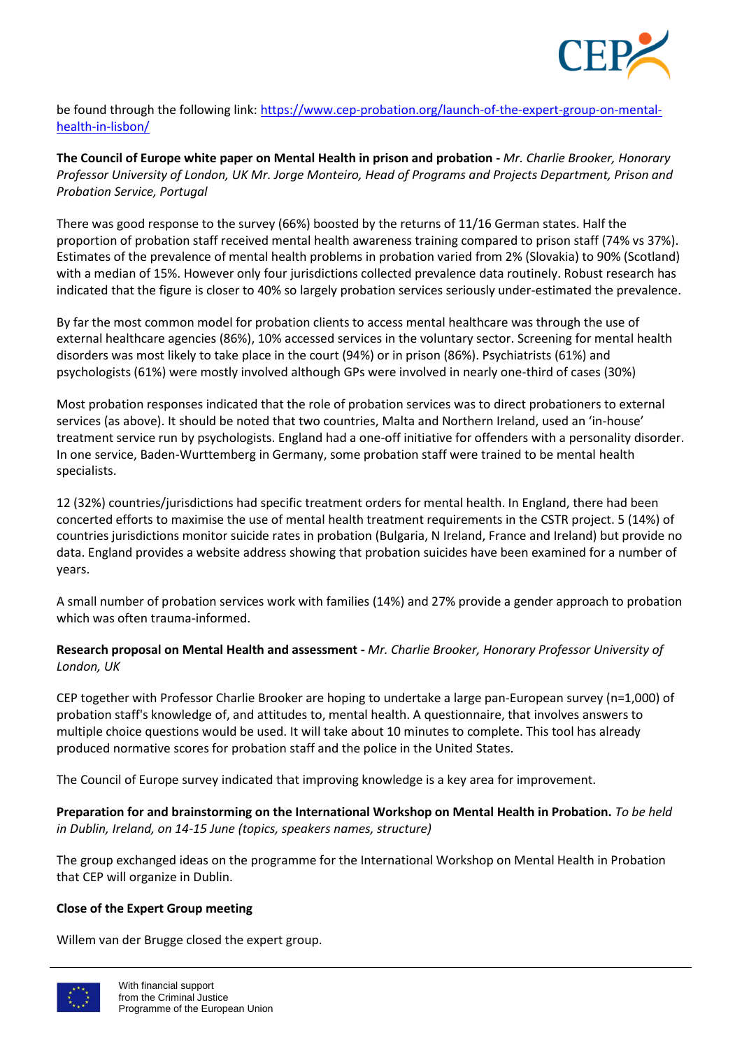be found through the following link: [https://www.cep-probation.org/launch-of-the-expert-group-on-mental-health-in-lisbon/](https://www.cep-probation.org/launch-of-the-expert-group-on-mental-health-in-lisbon/)

**The Council of Europe white paper on Mental Health in prison and probation -** *Mr. Charlie Brooker, Honorary Professor University of London, UK Mr. Jorge Monteiro, Head of Programs and Projects Department, Prison and Probation Service, Portugal*

There was good response to the survey (66%) boosted by the returns of 11/16 German states. Half the proportion of probation staff received mental health awareness training compared to prison staff (74% vs 37%). Estimates of the prevalence of mental health problems in probation varied from 2% (Slovakia) to 90% (Scotland) with a median of 15%. However only four jurisdictions collected prevalence data routinely. Robust research has indicated that the figure is closer to 40% so largely probation services seriously under-estimated the prevalence.

By far the most common model for probation clients to access mental healthcare was through the use of external healthcare agencies (86%), 10% accessed services in the voluntary sector. Screening for mental health disorders was most likely to take place in the court (94%) or in prison (86%). Psychiatrists (61%) and psychologists (61%) were mostly involved although GPs were involved in nearly one-third of cases (30%)

Most probation responses indicated that the role of probation services was to direct probationers to external services (as above). It should be noted that two countries, Malta and Northern Ireland, used an 'in-house' treatment service run by psychologists. England had a one-off initiative for offenders with a personality disorder. In one service, Baden-Wurttemberg in Germany, some probation staff were trained to be mental health specialists.

12 (32%) countries/jurisdictions had specific treatment orders for mental health. In England, there had been concerted efforts to maximise the use of mental health treatment requirements in the CSTR project. 5 (14%) of countries jurisdictions monitor suicide rates in probation (Bulgaria, N Ireland, France and Ireland) but provide no data. England provides a website address showing that probation suicides have been examined for a number of years.

A small number of probation services work with families (14%) and 27% provide a gender approach to probation which was often trauma-informed.

**Research proposal on Mental Health and assessment -** *Mr. Charlie Brooker, Honorary Professor University of London, UK*

CEP together with Professor Charlie Brooker are hoping to undertake a large pan-European survey (n=1,000) of probation staff's knowledge of, and attitudes to, mental health. A questionnaire, that involves answers to multiple choice questions would be used. It will take about 10 minutes to complete. This tool has already produced normative scores for probation staff and the police in the United States.

The Council of Europe survey indicated that improving knowledge is a key area for improvement.

**Preparation for and brainstorming on the International Workshop on Mental Health in Probation.** *To be held in Dublin, Ireland, on 14-15 June (topics, speakers names, structure)*

The group exchanged ideas on the programme for the International Workshop on Mental Health in Probation that CEP will organize in Dublin.

**Close of the Expert Group meeting**

Willem van der Brugge closed the expert group.

With financial support from the Criminal Justice Programme of the European Union